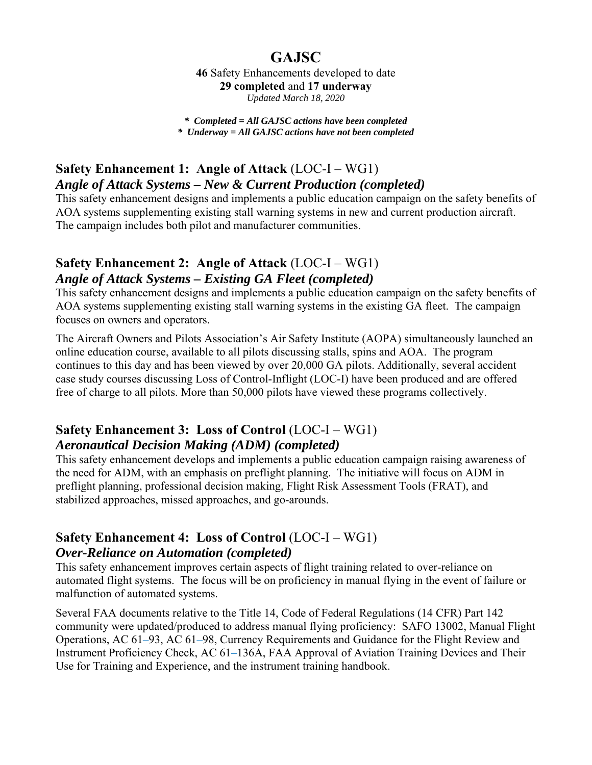# GAJSC

**46** Safety Enhancements developed to date
**29 completed** and **17 underway**
*Updated March 18, 2020*

***\* Completed = All GAJSC actions have been completed***
***\* Underway = All GAJSC actions have not been completed***

## Safety Enhancement 1: Angle of Attack (LOC-I – WG1)

### *Angle of Attack Systems – New & Current Production (completed)*

This safety enhancement designs and implements a public education campaign on the safety benefits of AOA systems supplementing existing stall warning systems in new and current production aircraft. The campaign includes both pilot and manufacturer communities.

## Safety Enhancement 2: Angle of Attack (LOC-I – WG1)

### *Angle of Attack Systems – Existing GA Fleet (completed)*

This safety enhancement designs and implements a public education campaign on the safety benefits of AOA systems supplementing existing stall warning systems in the existing GA fleet. The campaign focuses on owners and operators.

The Aircraft Owners and Pilots Association's Air Safety Institute (AOPA) simultaneously launched an online education course, available to all pilots discussing stalls, spins and AOA. The program continues to this day and has been viewed by over 20,000 GA pilots. Additionally, several accident case study courses discussing Loss of Control-Inflight (LOC-I) have been produced and are offered free of charge to all pilots. More than 50,000 pilots have viewed these programs collectively.

## Safety Enhancement 3: Loss of Control (LOC-I – WG1)

### *Aeronautical Decision Making (ADM) (completed)*

This safety enhancement develops and implements a public education campaign raising awareness of the need for ADM, with an emphasis on preflight planning. The initiative will focus on ADM in preflight planning, professional decision making, Flight Risk Assessment Tools (FRAT), and stabilized approaches, missed approaches, and go-arounds.

## Safety Enhancement 4: Loss of Control (LOC-I – WG1)

### *Over-Reliance on Automation (completed)*

This safety enhancement improves certain aspects of flight training related to over-reliance on automated flight systems. The focus will be on proficiency in manual flying in the event of failure or malfunction of automated systems.

Several FAA documents relative to the Title 14, Code of Federal Regulations (14 CFR) Part 142 community were updated/produced to address manual flying proficiency: SAFO 13002, Manual Flight Operations, AC 61–93, AC 61–98, Currency Requirements and Guidance for the Flight Review and Instrument Proficiency Check, AC 61–136A, FAA Approval of Aviation Training Devices and Their Use for Training and Experience, and the instrument training handbook.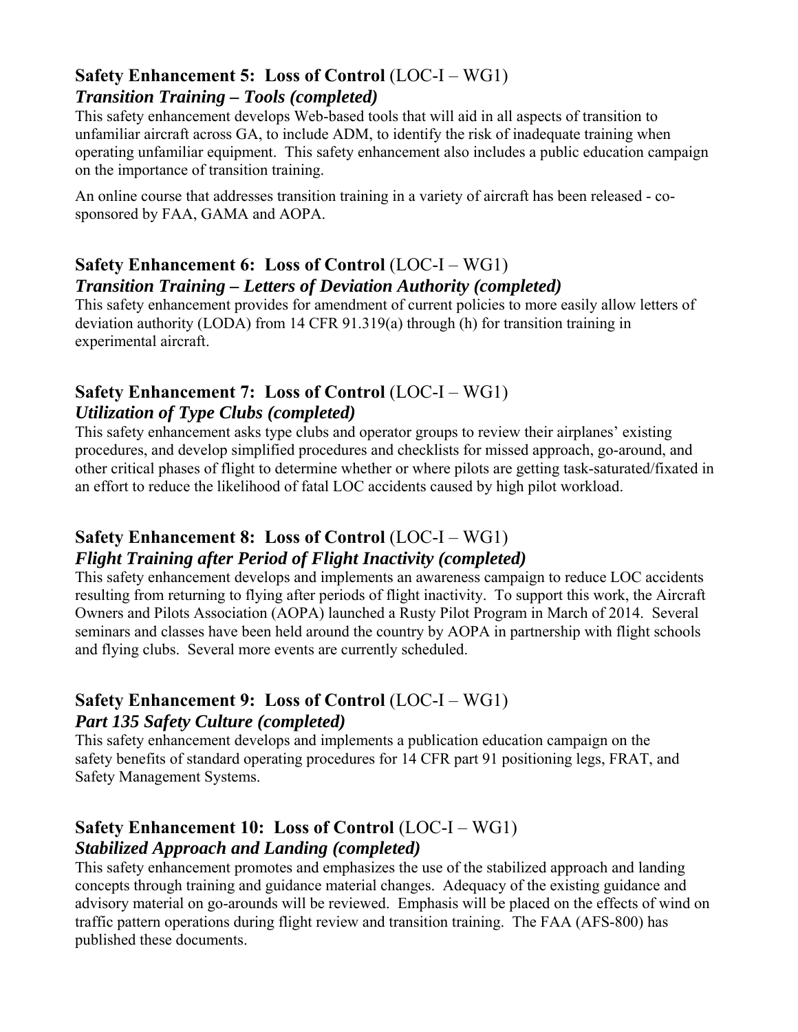## **Safety Enhancement 5: Loss of Control** (LOC-I – WG1)

### ***Transition Training – Tools (completed)***

This safety enhancement develops Web-based tools that will aid in all aspects of transition to unfamiliar aircraft across GA, to include ADM, to identify the risk of inadequate training when operating unfamiliar equipment. This safety enhancement also includes a public education campaign on the importance of transition training.

An online course that addresses transition training in a variety of aircraft has been released - co-sponsored by FAA, GAMA and AOPA.

## **Safety Enhancement 6: Loss of Control** (LOC-I – WG1)

### ***Transition Training – Letters of Deviation Authority (completed)***

This safety enhancement provides for amendment of current policies to more easily allow letters of deviation authority (LODA) from 14 CFR 91.319(a) through (h) for transition training in experimental aircraft.

## **Safety Enhancement 7: Loss of Control** (LOC-I – WG1)

### ***Utilization of Type Clubs (completed)***

This safety enhancement asks type clubs and operator groups to review their airplanes' existing procedures, and develop simplified procedures and checklists for missed approach, go-around, and other critical phases of flight to determine whether or where pilots are getting task-saturated/fixated in an effort to reduce the likelihood of fatal LOC accidents caused by high pilot workload.

## **Safety Enhancement 8: Loss of Control** (LOC-I – WG1)

### ***Flight Training after Period of Flight Inactivity (completed)***

This safety enhancement develops and implements an awareness campaign to reduce LOC accidents resulting from returning to flying after periods of flight inactivity. To support this work, the Aircraft Owners and Pilots Association (AOPA) launched a Rusty Pilot Program in March of 2014. Several seminars and classes have been held around the country by AOPA in partnership with flight schools and flying clubs. Several more events are currently scheduled.

## **Safety Enhancement 9: Loss of Control** (LOC-I – WG1)

### ***Part 135 Safety Culture (completed)***

This safety enhancement develops and implements a publication education campaign on the safety benefits of standard operating procedures for 14 CFR part 91 positioning legs, FRAT, and Safety Management Systems.

## **Safety Enhancement 10: Loss of Control** (LOC-I – WG1)

### ***Stabilized Approach and Landing (completed)***

This safety enhancement promotes and emphasizes the use of the stabilized approach and landing concepts through training and guidance material changes. Adequacy of the existing guidance and advisory material on go-arounds will be reviewed. Emphasis will be placed on the effects of wind on traffic pattern operations during flight review and transition training. The FAA (AFS-800) has published these documents.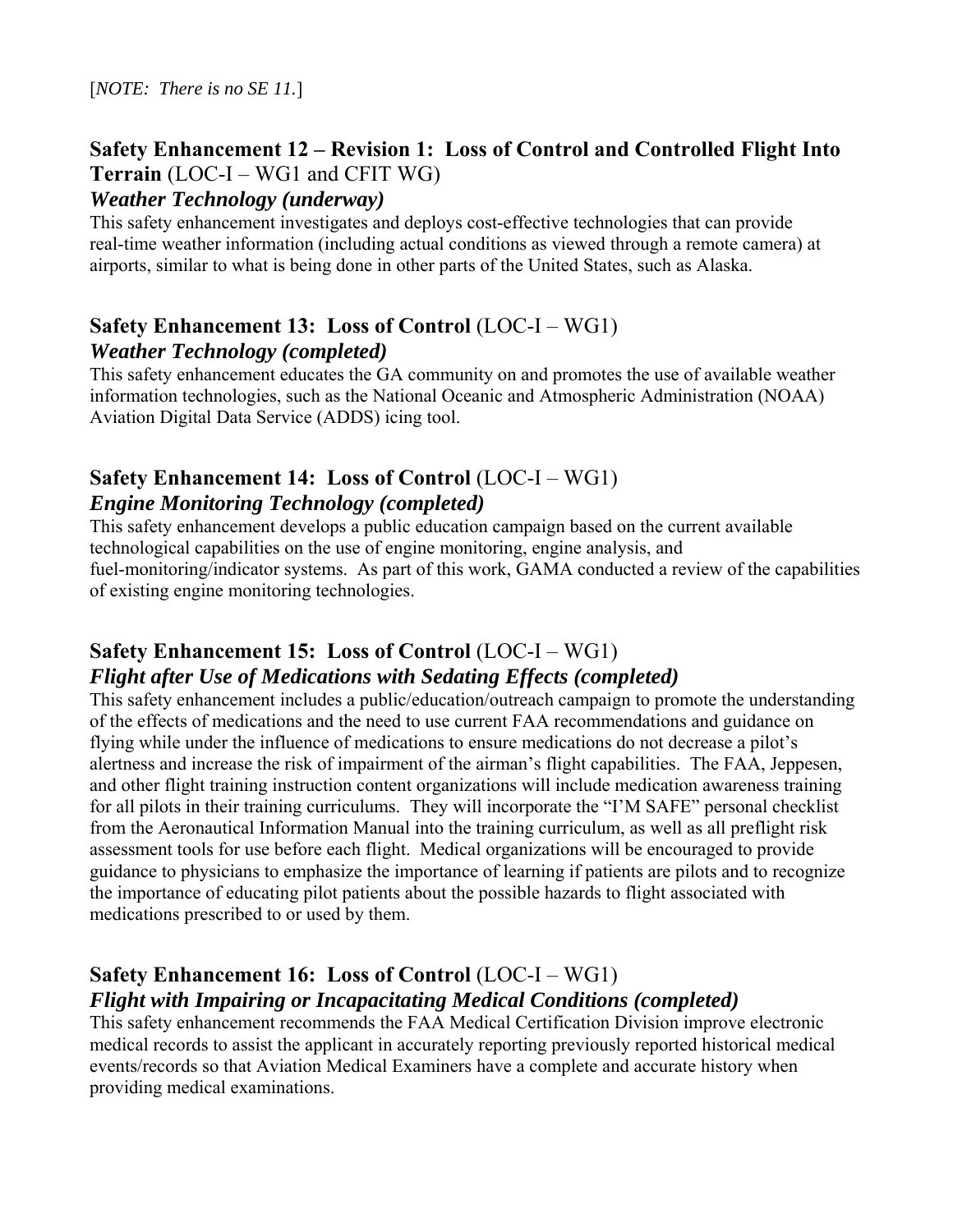[*NOTE: There is no SE 11.*]

## **Safety Enhancement 12 – Revision 1: Loss of Control and Controlled Flight Into Terrain** (LOC-I – WG1 and CFIT WG)

### ***Weather Technology (underway)***

This safety enhancement investigates and deploys cost-effective technologies that can provide real-time weather information (including actual conditions as viewed through a remote camera) at airports, similar to what is being done in other parts of the United States, such as Alaska.

## **Safety Enhancement 13: Loss of Control** (LOC-I – WG1)

### ***Weather Technology (completed)***

This safety enhancement educates the GA community on and promotes the use of available weather information technologies, such as the National Oceanic and Atmospheric Administration (NOAA) Aviation Digital Data Service (ADDS) icing tool.

## **Safety Enhancement 14: Loss of Control** (LOC-I – WG1)

### ***Engine Monitoring Technology (completed)***

This safety enhancement develops a public education campaign based on the current available technological capabilities on the use of engine monitoring, engine analysis, and fuel-monitoring/indicator systems. As part of this work, GAMA conducted a review of the capabilities of existing engine monitoring technologies.

## **Safety Enhancement 15: Loss of Control** (LOC-I – WG1)

### ***Flight after Use of Medications with Sedating Effects (completed)***

This safety enhancement includes a public/education/outreach campaign to promote the understanding of the effects of medications and the need to use current FAA recommendations and guidance on flying while under the influence of medications to ensure medications do not decrease a pilot's alertness and increase the risk of impairment of the airman's flight capabilities. The FAA, Jeppesen, and other flight training instruction content organizations will include medication awareness training for all pilots in their training curriculums. They will incorporate the "I'M SAFE" personal checklist from the Aeronautical Information Manual into the training curriculum, as well as all preflight risk assessment tools for use before each flight. Medical organizations will be encouraged to provide guidance to physicians to emphasize the importance of learning if patients are pilots and to recognize the importance of educating pilot patients about the possible hazards to flight associated with medications prescribed to or used by them.

## **Safety Enhancement 16: Loss of Control** (LOC-I – WG1)

### ***Flight with Impairing or Incapacitating Medical Conditions (completed)***

This safety enhancement recommends the FAA Medical Certification Division improve electronic medical records to assist the applicant in accurately reporting previously reported historical medical events/records so that Aviation Medical Examiners have a complete and accurate history when providing medical examinations.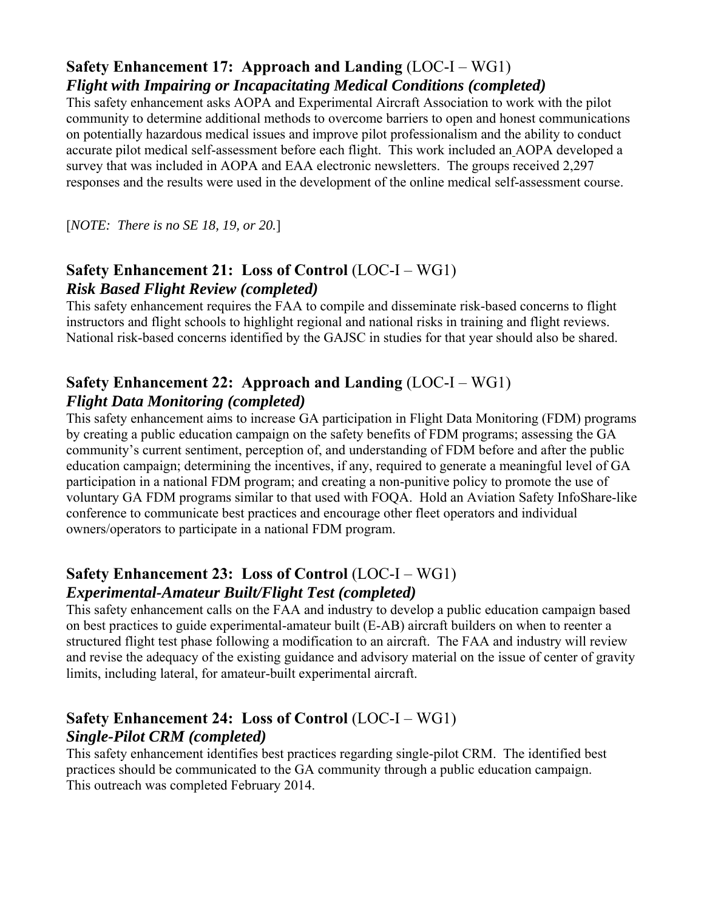### **Safety Enhancement 17: Approach and Landing** (LOC-I – WG1)
### ***Flight with Impairing or Incapacitating Medical Conditions (completed)***

This safety enhancement asks AOPA and Experimental Aircraft Association to work with the pilot community to determine additional methods to overcome barriers to open and honest communications on potentially hazardous medical issues and improve pilot professionalism and the ability to conduct accurate pilot medical self-assessment before each flight. This work included an AOPA developed a survey that was included in AOPA and EAA electronic newsletters. The groups received 2,297 responses and the results were used in the development of the online medical self-assessment course.

[*NOTE: There is no SE 18, 19, or 20.*]

### **Safety Enhancement 21: Loss of Control** (LOC-I – WG1)
### ***Risk Based Flight Review (completed)***

This safety enhancement requires the FAA to compile and disseminate risk-based concerns to flight instructors and flight schools to highlight regional and national risks in training and flight reviews. National risk-based concerns identified by the GAJSC in studies for that year should also be shared.

### **Safety Enhancement 22: Approach and Landing** (LOC-I – WG1)
### ***Flight Data Monitoring (completed)***

This safety enhancement aims to increase GA participation in Flight Data Monitoring (FDM) programs by creating a public education campaign on the safety benefits of FDM programs; assessing the GA community's current sentiment, perception of, and understanding of FDM before and after the public education campaign; determining the incentives, if any, required to generate a meaningful level of GA participation in a national FDM program; and creating a non-punitive policy to promote the use of voluntary GA FDM programs similar to that used with FOQA. Hold an Aviation Safety InfoShare-like conference to communicate best practices and encourage other fleet operators and individual owners/operators to participate in a national FDM program.

### **Safety Enhancement 23: Loss of Control** (LOC-I – WG1)
### ***Experimental-Amateur Built/Flight Test (completed)***

This safety enhancement calls on the FAA and industry to develop a public education campaign based on best practices to guide experimental-amateur built (E-AB) aircraft builders on when to reenter a structured flight test phase following a modification to an aircraft. The FAA and industry will review and revise the adequacy of the existing guidance and advisory material on the issue of center of gravity limits, including lateral, for amateur-built experimental aircraft.

### **Safety Enhancement 24: Loss of Control** (LOC-I – WG1)
### ***Single-Pilot CRM (completed)***

This safety enhancement identifies best practices regarding single-pilot CRM. The identified best practices should be communicated to the GA community through a public education campaign. This outreach was completed February 2014.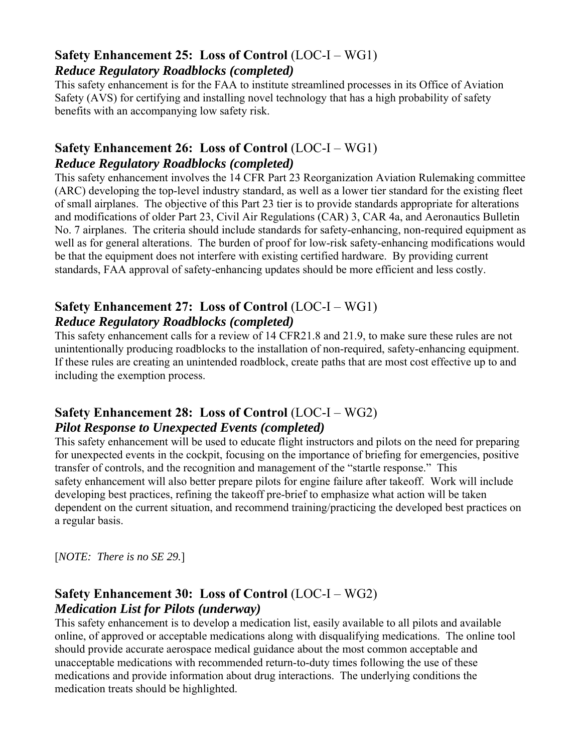### **Safety Enhancement 25: Loss of Control** (LOC-I – WG1)
### ***Reduce Regulatory Roadblocks (completed)***

This safety enhancement is for the FAA to institute streamlined processes in its Office of Aviation Safety (AVS) for certifying and installing novel technology that has a high probability of safety benefits with an accompanying low safety risk.

### **Safety Enhancement 26: Loss of Control** (LOC-I – WG1)
### ***Reduce Regulatory Roadblocks (completed)***

This safety enhancement involves the 14 CFR Part 23 Reorganization Aviation Rulemaking committee (ARC) developing the top-level industry standard, as well as a lower tier standard for the existing fleet of small airplanes. The objective of this Part 23 tier is to provide standards appropriate for alterations and modifications of older Part 23, Civil Air Regulations (CAR) 3, CAR 4a, and Aeronautics Bulletin No. 7 airplanes. The criteria should include standards for safety-enhancing, non-required equipment as well as for general alterations. The burden of proof for low-risk safety-enhancing modifications would be that the equipment does not interfere with existing certified hardware. By providing current standards, FAA approval of safety-enhancing updates should be more efficient and less costly.

### **Safety Enhancement 27: Loss of Control** (LOC-I – WG1)
### ***Reduce Regulatory Roadblocks (completed)***

This safety enhancement calls for a review of 14 CFR21.8 and 21.9, to make sure these rules are not unintentionally producing roadblocks to the installation of non-required, safety-enhancing equipment. If these rules are creating an unintended roadblock, create paths that are most cost effective up to and including the exemption process.

### **Safety Enhancement 28: Loss of Control** (LOC-I – WG2)
### ***Pilot Response to Unexpected Events (completed)***

This safety enhancement will be used to educate flight instructors and pilots on the need for preparing for unexpected events in the cockpit, focusing on the importance of briefing for emergencies, positive transfer of controls, and the recognition and management of the "startle response." This safety enhancement will also better prepare pilots for engine failure after takeoff. Work will include developing best practices, refining the takeoff pre-brief to emphasize what action will be taken dependent on the current situation, and recommend training/practicing the developed best practices on a regular basis.

[*NOTE: There is no SE 29.*]

### **Safety Enhancement 30: Loss of Control** (LOC-I – WG2)
### ***Medication List for Pilots (underway)***

This safety enhancement is to develop a medication list, easily available to all pilots and available online, of approved or acceptable medications along with disqualifying medications. The online tool should provide accurate aerospace medical guidance about the most common acceptable and unacceptable medications with recommended return-to-duty times following the use of these medications and provide information about drug interactions. The underlying conditions the medication treats should be highlighted.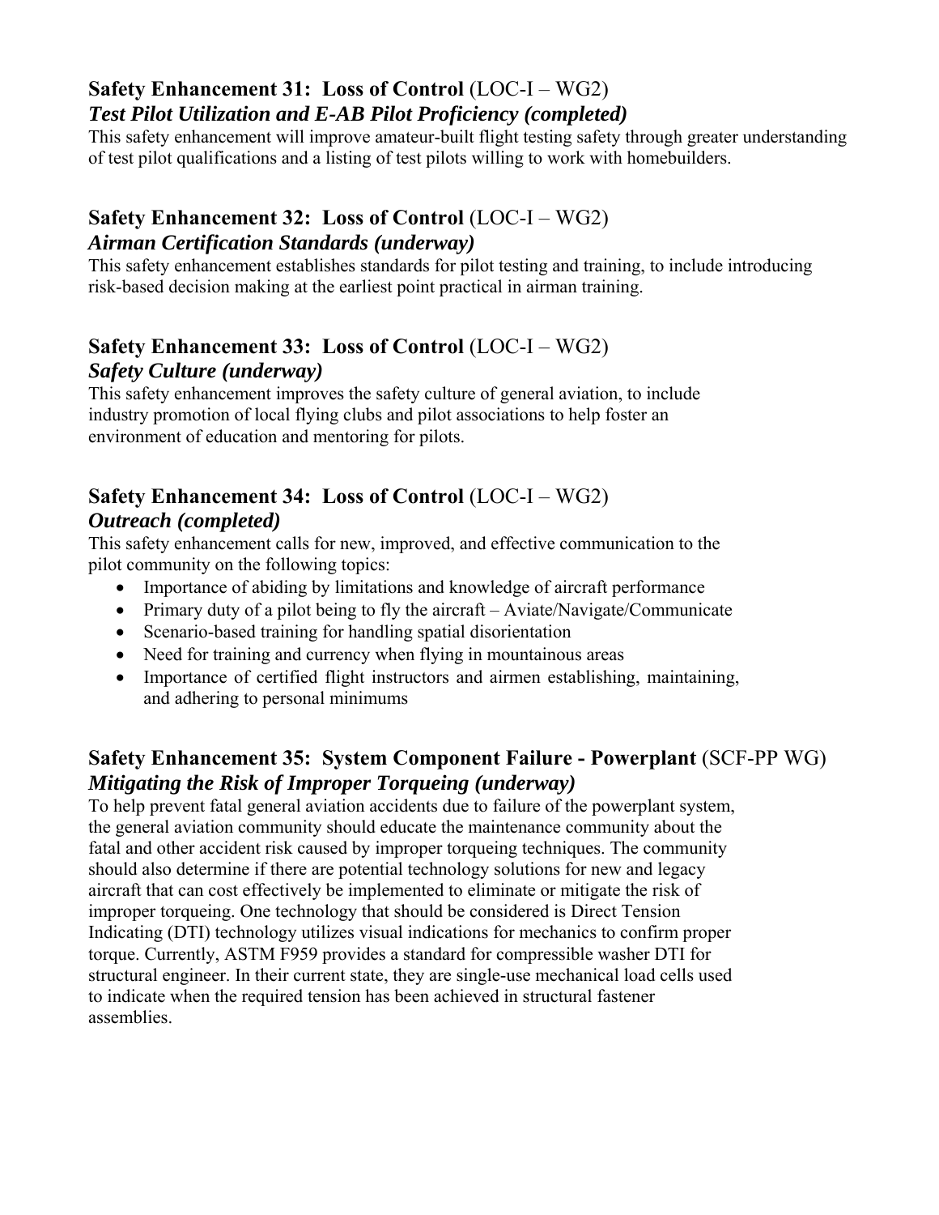## **Safety Enhancement 31: Loss of Control** (LOC-I – WG2)
### ***Test Pilot Utilization and E-AB Pilot Proficiency (completed)***

This safety enhancement will improve amateur-built flight testing safety through greater understanding of test pilot qualifications and a listing of test pilots willing to work with homebuilders.

## **Safety Enhancement 32: Loss of Control** (LOC-I – WG2)
### ***Airman Certification Standards (underway)***

This safety enhancement establishes standards for pilot testing and training, to include introducing risk-based decision making at the earliest point practical in airman training.

## **Safety Enhancement 33: Loss of Control** (LOC-I – WG2)
### ***Safety Culture (underway)***

This safety enhancement improves the safety culture of general aviation, to include industry promotion of local flying clubs and pilot associations to help foster an environment of education and mentoring for pilots.

## **Safety Enhancement 34: Loss of Control** (LOC-I – WG2)
### ***Outreach (completed)***

This safety enhancement calls for new, improved, and effective communication to the pilot community on the following topics:

- Importance of abiding by limitations and knowledge of aircraft performance
- Primary duty of a pilot being to fly the aircraft – Aviate/Navigate/Communicate
- Scenario-based training for handling spatial disorientation
- Need for training and currency when flying in mountainous areas
- Importance of certified flight instructors and airmen establishing, maintaining, and adhering to personal minimums

## **Safety Enhancement 35: System Component Failure - Powerplant** (SCF-PP WG)
### ***Mitigating the Risk of Improper Torqueing (underway)***

To help prevent fatal general aviation accidents due to failure of the powerplant system, the general aviation community should educate the maintenance community about the fatal and other accident risk caused by improper torqueing techniques. The community should also determine if there are potential technology solutions for new and legacy aircraft that can cost effectively be implemented to eliminate or mitigate the risk of improper torqueing. One technology that should be considered is Direct Tension Indicating (DTI) technology utilizes visual indications for mechanics to confirm proper torque. Currently, ASTM F959 provides a standard for compressible washer DTI for structural engineer. In their current state, they are single-use mechanical load cells used to indicate when the required tension has been achieved in structural fastener assemblies.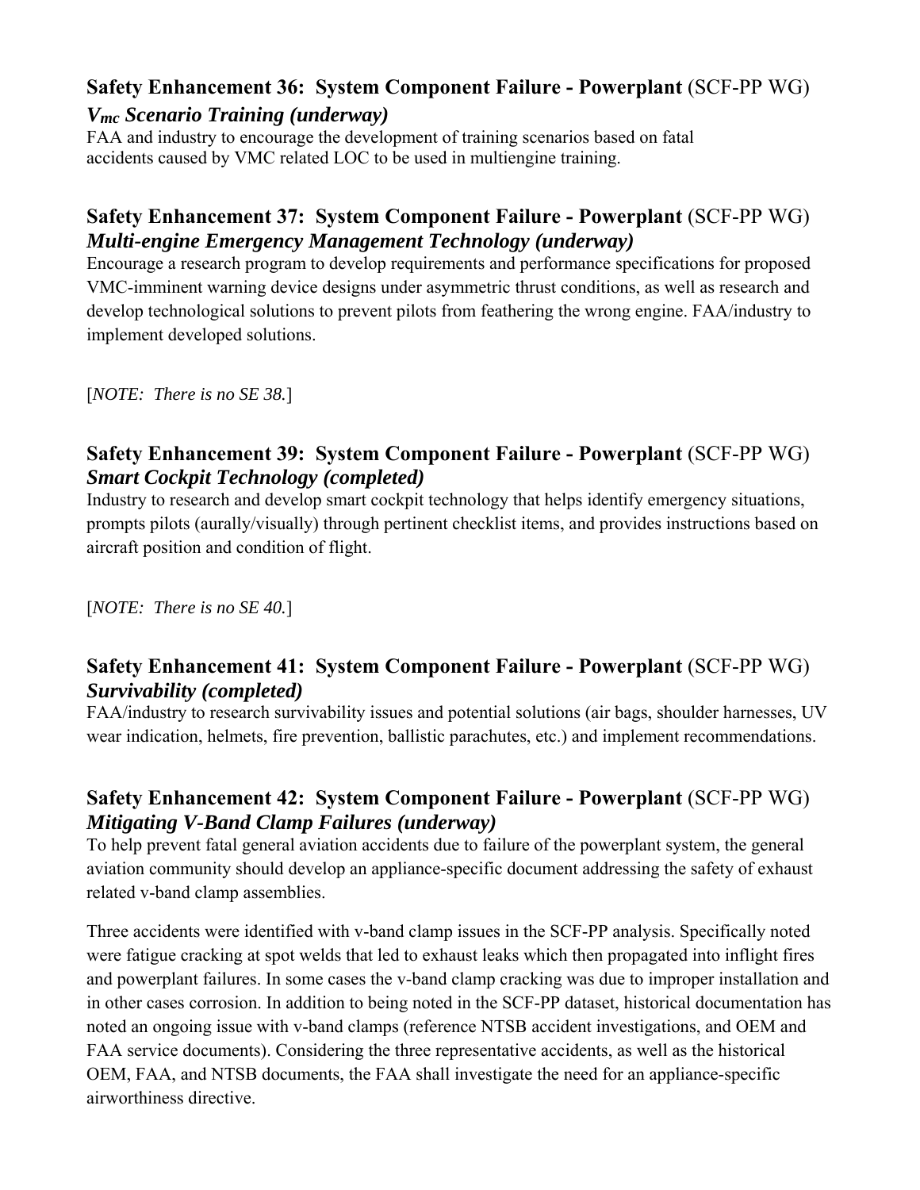### **Safety Enhancement 36: System Component Failure - Powerplant** (SCF-PP WG)

***$V_{mc}$ Scenario Training (underway)***

FAA and industry to encourage the development of training scenarios based on fatal accidents caused by VMC related LOC to be used in multiengine training.

### **Safety Enhancement 37: System Component Failure - Powerplant** (SCF-PP WG)

***Multi-engine Emergency Management Technology (underway)***

Encourage a research program to develop requirements and performance specifications for proposed VMC-imminent warning device designs under asymmetric thrust conditions, as well as research and develop technological solutions to prevent pilots from feathering the wrong engine. FAA/industry to implement developed solutions.

[*NOTE: There is no SE 38.*]

### **Safety Enhancement 39: System Component Failure - Powerplant** (SCF-PP WG)

***Smart Cockpit Technology (completed)***

Industry to research and develop smart cockpit technology that helps identify emergency situations, prompts pilots (aurally/visually) through pertinent checklist items, and provides instructions based on aircraft position and condition of flight.

[*NOTE: There is no SE 40.*]

### **Safety Enhancement 41: System Component Failure - Powerplant** (SCF-PP WG)

***Survivability (completed)***

FAA/industry to research survivability issues and potential solutions (air bags, shoulder harnesses, UV wear indication, helmets, fire prevention, ballistic parachutes, etc.) and implement recommendations.

### **Safety Enhancement 42: System Component Failure - Powerplant** (SCF-PP WG)

***Mitigating V-Band Clamp Failures (underway)***

To help prevent fatal general aviation accidents due to failure of the powerplant system, the general aviation community should develop an appliance-specific document addressing the safety of exhaust related v-band clamp assemblies.

Three accidents were identified with v-band clamp issues in the SCF-PP analysis. Specifically noted were fatigue cracking at spot welds that led to exhaust leaks which then propagated into inflight fires and powerplant failures. In some cases the v-band clamp cracking was due to improper installation and in other cases corrosion. In addition to being noted in the SCF-PP dataset, historical documentation has noted an ongoing issue with v-band clamps (reference NTSB accident investigations, and OEM and FAA service documents). Considering the three representative accidents, as well as the historical OEM, FAA, and NTSB documents, the FAA shall investigate the need for an appliance-specific airworthiness directive.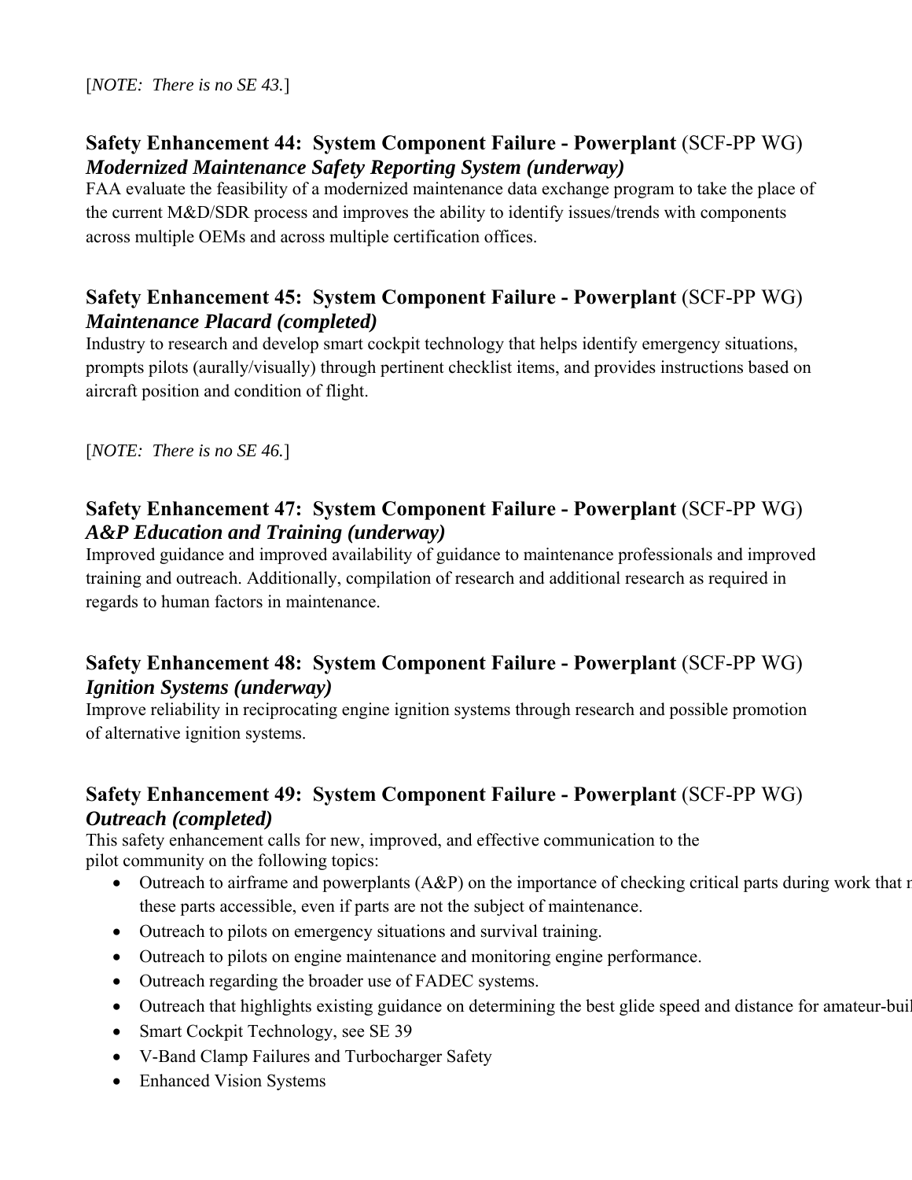[*NOTE: There is no SE 43.*]

## Safety Enhancement 44: System Component Failure - Powerplant (SCF-PP WG)

***Modernized Maintenance Safety Reporting System (underway)***

FAA evaluate the feasibility of a modernized maintenance data exchange program to take the place of the current M&D/SDR process and improves the ability to identify issues/trends with components across multiple OEMs and across multiple certification offices.

## Safety Enhancement 45: System Component Failure - Powerplant (SCF-PP WG)

***Maintenance Placard (completed)***

Industry to research and develop smart cockpit technology that helps identify emergency situations, prompts pilots (aurally/visually) through pertinent checklist items, and provides instructions based on aircraft position and condition of flight.

[*NOTE: There is no SE 46.*]

## Safety Enhancement 47: System Component Failure - Powerplant (SCF-PP WG)

***A&P Education and Training (underway)***

Improved guidance and improved availability of guidance to maintenance professionals and improved training and outreach. Additionally, compilation of research and additional research as required in regards to human factors in maintenance.

## Safety Enhancement 48: System Component Failure - Powerplant (SCF-PP WG)

***Ignition Systems (underway)***

Improve reliability in reciprocating engine ignition systems through research and possible promotion of alternative ignition systems.

## Safety Enhancement 49: System Component Failure - Powerplant (SCF-PP WG)

***Outreach (completed)***

This safety enhancement calls for new, improved, and effective communication to the pilot community on the following topics:

- Outreach to airframe and powerplants (A&P) on the importance of checking critical parts during work that r these parts accessible, even if parts are not the subject of maintenance.
- Outreach to pilots on emergency situations and survival training.
- Outreach to pilots on engine maintenance and monitoring engine performance.
- Outreach regarding the broader use of FADEC systems.
- Outreach that highlights existing guidance on determining the best glide speed and distance for amateur-buil
- Smart Cockpit Technology, see SE 39
- V-Band Clamp Failures and Turbocharger Safety
- Enhanced Vision Systems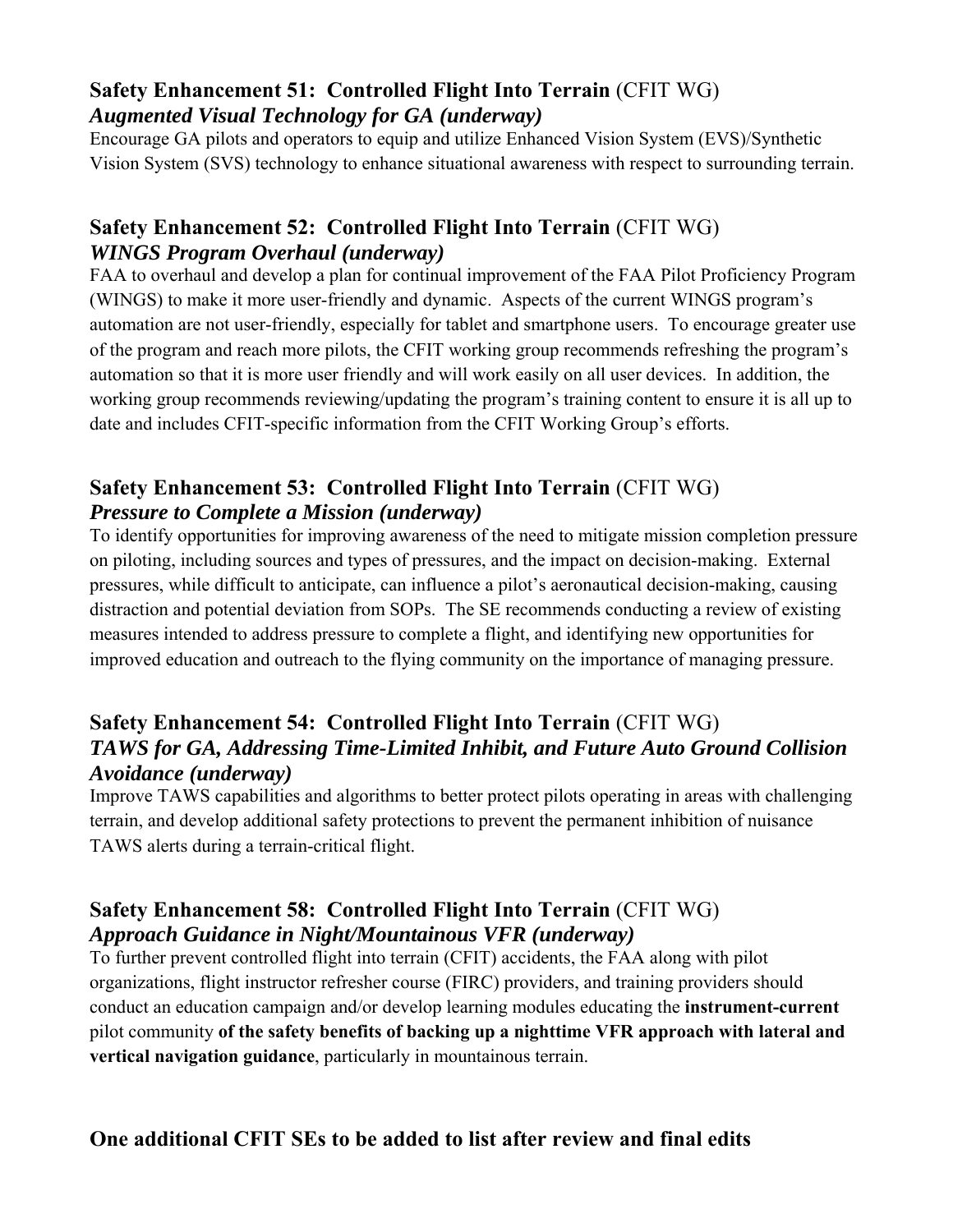### **Safety Enhancement 51: Controlled Flight Into Terrain** (CFIT WG)
***Augmented Visual Technology for GA (underway)***

Encourage GA pilots and operators to equip and utilize Enhanced Vision System (EVS)/Synthetic Vision System (SVS) technology to enhance situational awareness with respect to surrounding terrain.

### **Safety Enhancement 52: Controlled Flight Into Terrain** (CFIT WG)
***WINGS Program Overhaul (underway)***

FAA to overhaul and develop a plan for continual improvement of the FAA Pilot Proficiency Program (WINGS) to make it more user-friendly and dynamic. Aspects of the current WINGS program's automation are not user-friendly, especially for tablet and smartphone users. To encourage greater use of the program and reach more pilots, the CFIT working group recommends refreshing the program's automation so that it is more user friendly and will work easily on all user devices. In addition, the working group recommends reviewing/updating the program's training content to ensure it is all up to date and includes CFIT-specific information from the CFIT Working Group's efforts.

### **Safety Enhancement 53: Controlled Flight Into Terrain** (CFIT WG)
***Pressure to Complete a Mission (underway)***

To identify opportunities for improving awareness of the need to mitigate mission completion pressure on piloting, including sources and types of pressures, and the impact on decision-making. External pressures, while difficult to anticipate, can influence a pilot's aeronautical decision-making, causing distraction and potential deviation from SOPs. The SE recommends conducting a review of existing measures intended to address pressure to complete a flight, and identifying new opportunities for improved education and outreach to the flying community on the importance of managing pressure.

### **Safety Enhancement 54: Controlled Flight Into Terrain** (CFIT WG)
***TAWS for GA, Addressing Time-Limited Inhibit, and Future Auto Ground Collision Avoidance (underway)***

Improve TAWS capabilities and algorithms to better protect pilots operating in areas with challenging terrain, and develop additional safety protections to prevent the permanent inhibition of nuisance TAWS alerts during a terrain-critical flight.

### **Safety Enhancement 58: Controlled Flight Into Terrain** (CFIT WG)
***Approach Guidance in Night/Mountainous VFR (underway)***

To further prevent controlled flight into terrain (CFIT) accidents, the FAA along with pilot organizations, flight instructor refresher course (FIRC) providers, and training providers should conduct an education campaign and/or develop learning modules educating the **instrument-current** pilot community **of the safety benefits of backing up a nighttime VFR approach with lateral and vertical navigation guidance**, particularly in mountainous terrain.

### **One additional CFIT SEs to be added to list after review and final edits**